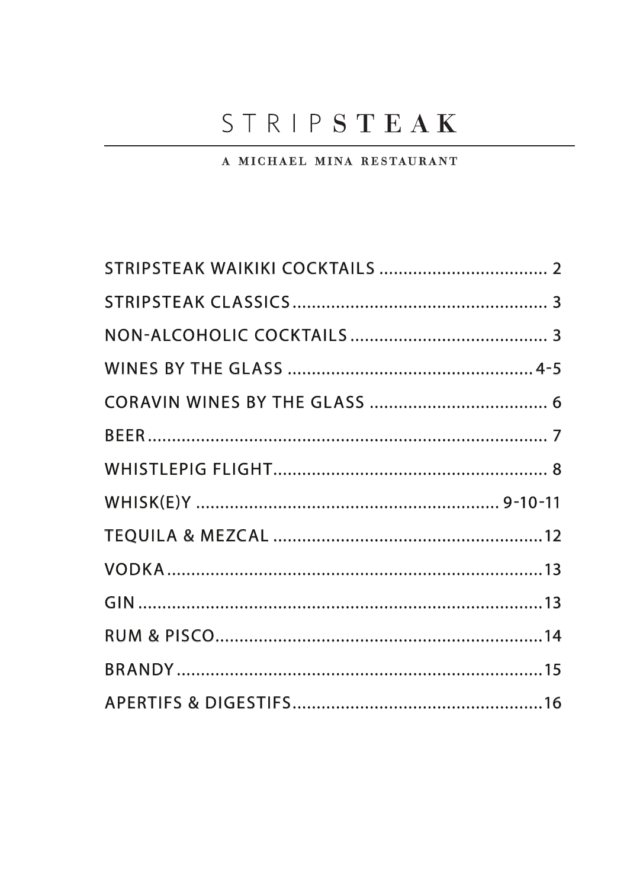# STRIPSTEAK

A MICHAEL MINA RESTAURANT

| Section | Page |
| --- | --- |
| STRIPSTEAK WAIKIKI COCKTAILS | 2 |
| STRIPSTEAK CLASSICS | 3 |
| NON-ALCOHOLIC COCKTAILS | 3 |
| WINES BY THE GLASS | 4-5 |
| CORAVIN WINES BY THE GLASS | 6 |
| BEER | 7 |
| WHISTLEPIG FLIGHT | 8 |
| WHISK(E)Y | 9-10-11 |
| TEQUILA & MEZCAL | 12 |
| VODKA | 13 |
| GIN | 13 |
| RUM & PISCO | 14 |
| BRANDY | 15 |
| APERTIFS & DIGESTIFS | 16 |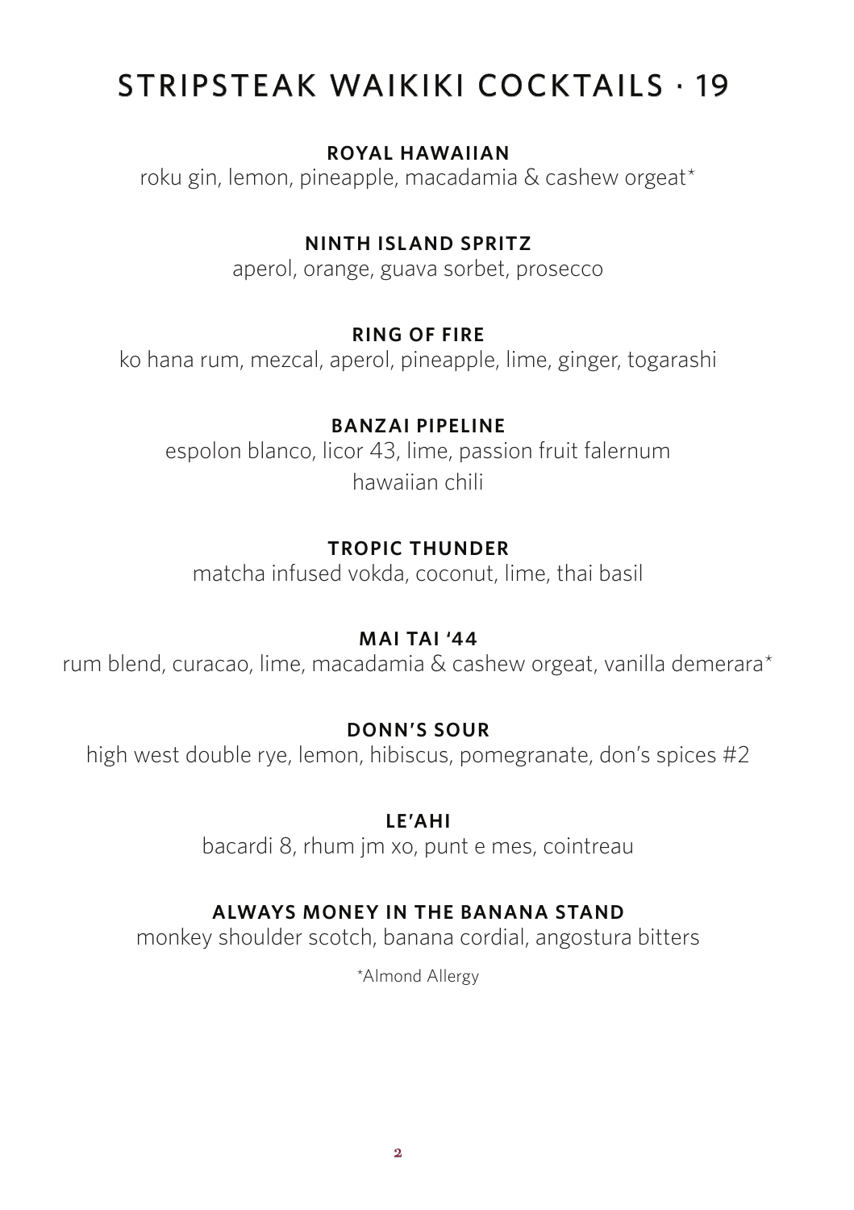# STRIPSTEAK WAIKIKI COCKTAILS · 19

**ROYAL HAWAIIAN**

roku gin, lemon, pineapple, macadamia & cashew orgeat*

**NINTH ISLAND SPRITZ**

aperol, orange, guava sorbet, prosecco

**RING OF FIRE**

ko hana rum, mezcal, aperol, pineapple, lime, ginger, togarashi

**BANZAI PIPELINE**

espolon blanco, licor 43, lime, passion fruit falernum
hawaiian chili

**TROPIC THUNDER**

matcha infused vokda, coconut, lime, thai basil

**MAI TAI '44**

rum blend, curacao, lime, macadamia & cashew orgeat, vanilla demerara*

**DONN'S SOUR**

high west double rye, lemon, hibiscus, pomegranate, don's spices #2

**LE'AHI**

bacardi 8, rhum jm xo, punt e mes, cointreau

**ALWAYS MONEY IN THE BANANA STAND**

monkey shoulder scotch, banana cordial, angostura bitters

*Almond Allergy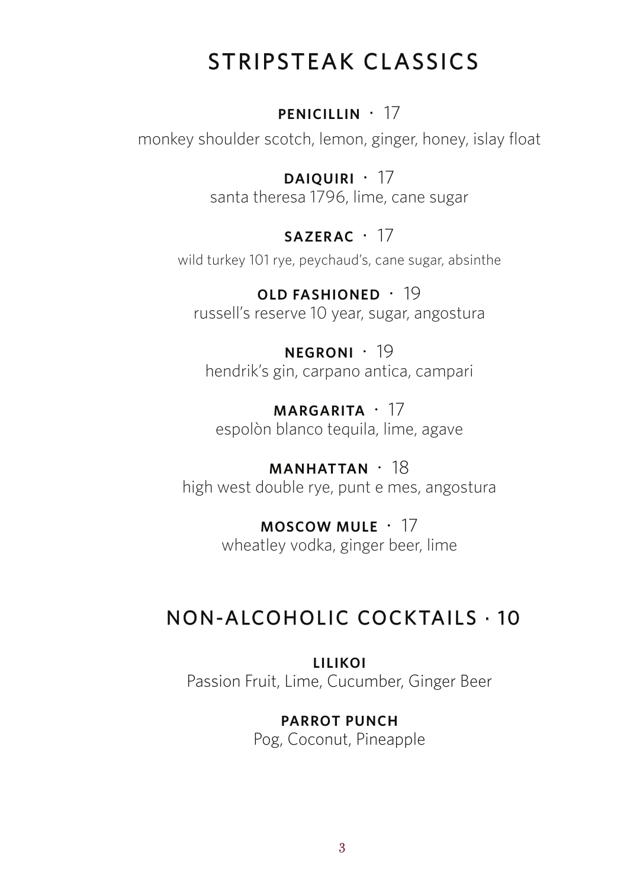# STRIPSTEAK CLASSICS

**PENICILLIN** · 17
monkey shoulder scotch, lemon, ginger, honey, islay float

**DAIQUIRI** · 17
santa theresa 1796, lime, cane sugar

**SAZERAC** · 17
wild turkey 101 rye, peychaud's, cane sugar, absinthe

**OLD FASHIONED** · 19
russell's reserve 10 year, sugar, angostura

**NEGRONI** · 19
hendrik's gin, carpano antica, campari

**MARGARITA** · 17
espolòn blanco tequila, lime, agave

**MANHATTAN** · 18
high west double rye, punt e mes, angostura

**MOSCOW MULE** · 17
wheatley vodka, ginger beer, lime

# NON-ALCOHOLIC COCKTAILS · 10

**LILIKOI**
Passion Fruit, Lime, Cucumber, Ginger Beer

**PARROT PUNCH**
Pog, Coconut, Pineapple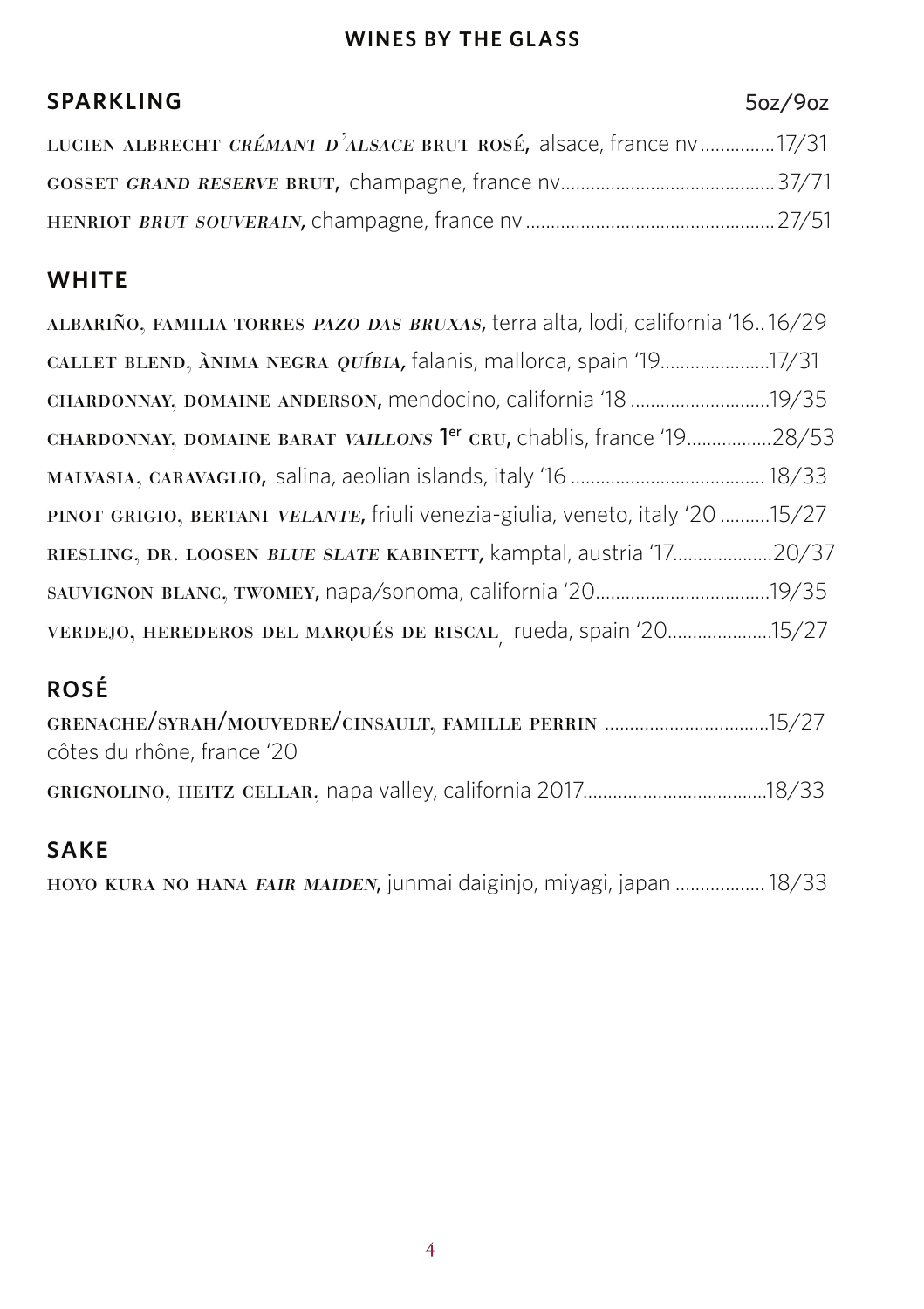## WINES BY THE GLASS

### SPARKLING

5oz/9oz

LUCIEN ALBRECHT *CRÉMANT D'ALSACE* BRUT ROSÉ, alsace, france nv...............17/31

GOSSET *GRAND RESERVE* BRUT, champagne, france nv...........................................37/71

HENRIOT *BRUT SOUVERAIN*, champagne, france nv.................................................27/51

### WHITE

ALBARIÑO, FAMILIA TORRES *PAZO DAS BRUXAS*, terra alta, lodi, california '16..16/29

CALLET BLEND, ÀNIMA NEGRA *QUÍBIA*, falanis, mallorca, spain '19......................17/31

CHARDONNAY, DOMAINE ANDERSON, mendocino, california '18 ............................19/35

CHARDONNAY, DOMAINE BARAT *VAILLONS* 1er CRU, chablis, france '19.................28/53

MALVASIA, CARAVAGLIO, salina, aeolian islands, italy '16 .......................................18/33

PINOT GRIGIO, BERTANI *VELANTE*, friuli venezia-giulia, veneto, italy '20 ..........15/27

RIESLING, DR. LOOSEN *BLUE SLATE* KABINETT, kamptal, austria '17....................20/37

SAUVIGNON BLANC, TWOMEY, napa/sonoma, california '20...................................19/35

VERDEJO, HEREDEROS DEL MARQUÉS DE RISCAL, rueda, spain '20.....................15/27

### ROSÉ

GRENACHE/SYRAH/MOUVEDRE/CINSAULT, FAMILLE PERRIN .................................15/27
côtes du rhône, france '20

GRIGNOLINO, HEITZ CELLAR, napa valley, california 2017.....................................18/33

### SAKE

HOYO KURA NO HANA *FAIR MAIDEN*, junmai daiginjo, miyagi, japan .................. 18/33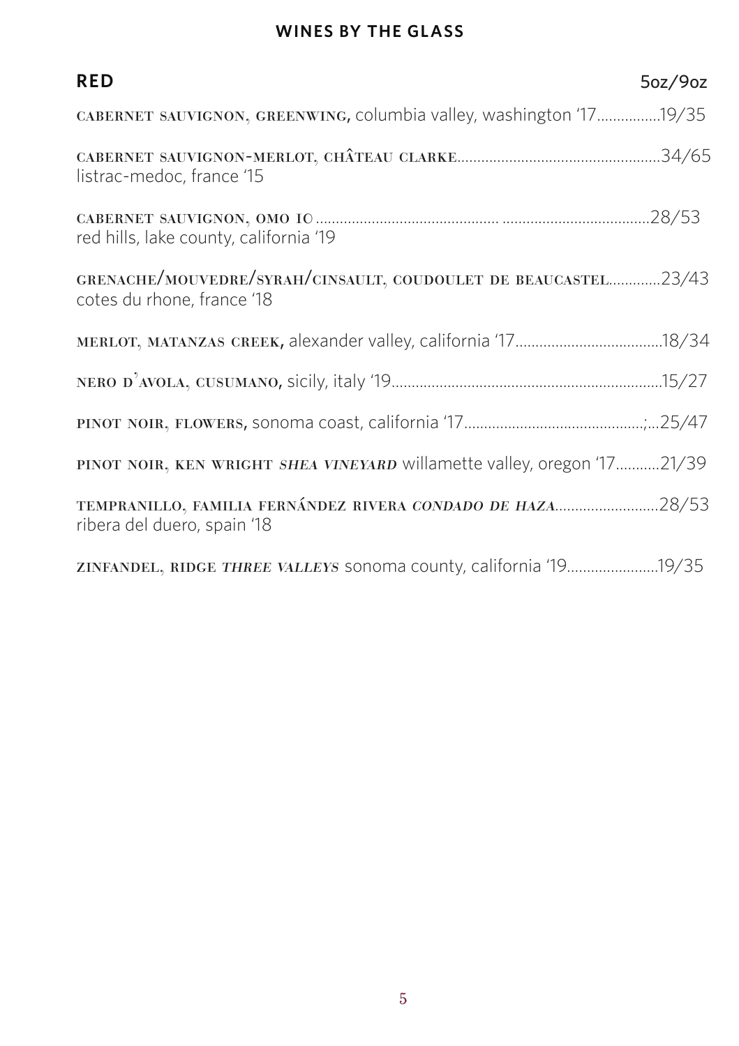## WINES BY THE GLASS

### RED 5oz/9oz

CABERNET SAUVIGNON, GREENWING, columbia valley, washington '17................19/35

CABERNET SAUVIGNON-MERLOT, CHÂTEAU CLARKE..................................................34/65
listrac-medoc, france '15

CABERNET SAUVIGNON, OMO IO ............................................. ....................................28/53
red hills, lake county, california '19

GRENACHE/MOUVEDRE/SYRAH/CINSAULT, COUDOULET DE BEAUCASTEL.............23/43
cotes du rhone, france '18

MERLOT, MATANZAS CREEK, alexander valley, california '17....................................18/34

NERO D'AVOLA, CUSUMANO, sicily, italy '19...................................................................15/27

PINOT NOIR, FLOWERS, sonoma coast, california '17............................................;...25/47

PINOT NOIR, KEN WRIGHT *SHEA VINEYARD* willamette valley, oregon '17...........21/39

TEMPRANILLO, FAMILIA FERNÁNDEZ RIVERA *CONDADO DE HAZA*.........................28/53
ribera del duero, spain '18

ZINFANDEL, RIDGE *THREE VALLEYS* sonoma county, california '19......................19/35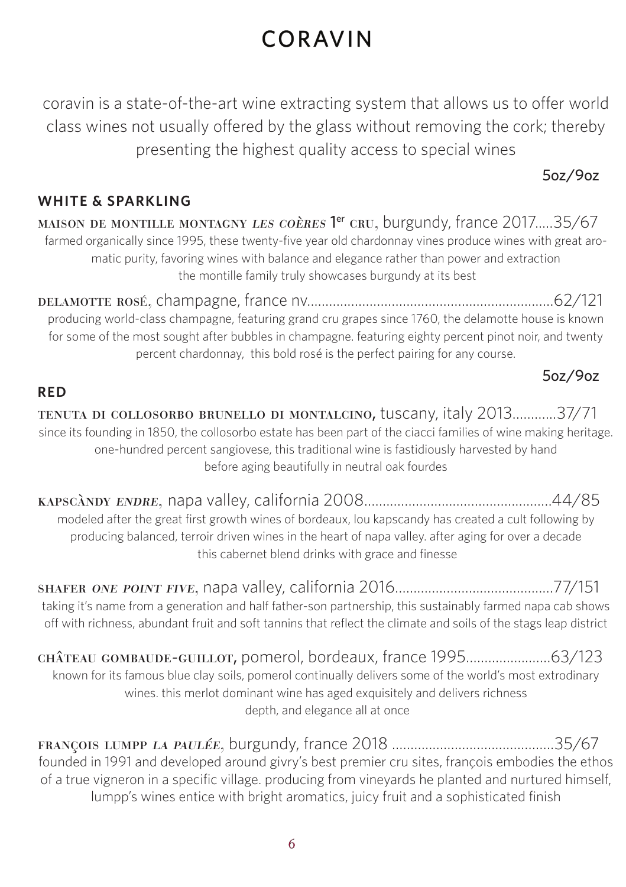# CORAVIN

coravin is a state-of-the-art wine extracting system that allows us to offer world class wines not usually offered by the glass without removing the cork; thereby presenting the highest quality access to special wines

5oz/9oz

## WHITE & SPARKLING

**MAISON DE MONTILLE MONTAGNY *LES COÈRES* 1er CRU**, burgundy, france 2017.....35/67

farmed organically since 1995, these twenty-five year old chardonnay vines produce wines with great aromatic purity, favoring wines with balance and elegance rather than power and extraction the montille family truly showcases burgundy at its best

**DELAMOTTE ROSÉ**, champagne, france nv..................................................................62/121

producing world-class champagne, featuring grand cru grapes since 1760, the delamotte house is known for some of the most sought after bubbles in champagne. featuring eighty percent pinot noir, and twenty percent chardonnay, this bold rosé is the perfect pairing for any course.

5oz/9oz

## RED

**TENUTA DI COLLOSORBO BRUNELLO DI MONTALCINO**, tuscany, italy 2013............37/71

since its founding in 1850, the collosorbo estate has been part of the ciacci families of wine making heritage. one-hundred percent sangiovese, this traditional wine is fastidiously harvested by hand before aging beautifully in neutral oak fourdes

**KAPSCÀNDY *ENDRE***, napa valley, california 2008..................................................44/85

modeled after the great first growth wines of bordeaux, lou kapscandy has created a cult following by producing balanced, terroir driven wines in the heart of napa valley. after aging for over a decade this cabernet blend drinks with grace and finesse

**SHAFER *ONE POINT FIVE***, napa valley, california 2016...........................................77/151

taking it's name from a generation and half father-son partnership, this sustainably farmed napa cab shows off with richness, abundant fruit and soft tannins that reflect the climate and soils of the stags leap district

**CHÂTEAU GOMBAUDE-GUILLOT**, pomerol, bordeaux, france 1995.......................63/123

known for its famous blue clay soils, pomerol continually delivers some of the world's most extrodinary wines. this merlot dominant wine has aged exquisitely and delivers richness depth, and elegance all at once

**FRANÇOIS LUMPP *LA PAULÉE***, burgundy, france 2018 ............................................35/67

founded in 1991 and developed around givry's best premier cru sites, françois embodies the ethos of a true vigneron in a specific village. producing from vineyards he planted and nurtured himself, lumpp's wines entice with bright aromatics, juicy fruit and a sophisticated finish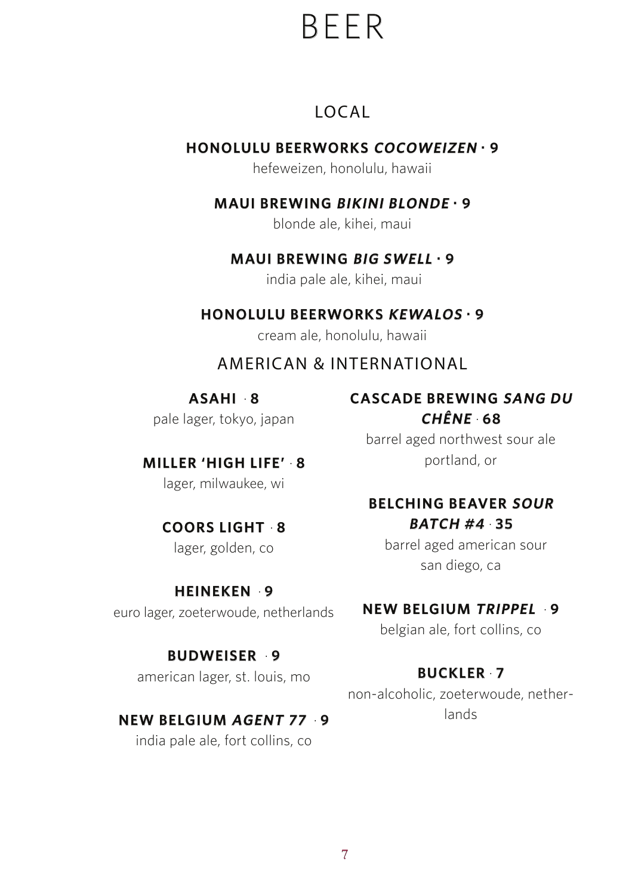# BEER

## LOCAL

**HONOLULU BEERWORKS *COCOWEIZEN* · 9**
hefeweizen, honolulu, hawaii

**MAUI BREWING *BIKINI BLONDE* · 9**
blonde ale, kihei, maui

**MAUI BREWING *BIG SWELL* · 9**
india pale ale, kihei, maui

**HONOLULU BEERWORKS *KEWALOS* · 9**
cream ale, honolulu, hawaii

## AMERICAN & INTERNATIONAL

**ASAHI · 8**
pale lager, tokyo, japan

**MILLER 'HIGH LIFE' · 8**
lager, milwaukee, wi

**COORS LIGHT · 8**
lager, golden, co

**HEINEKEN · 9**
euro lager, zoeterwoude, netherlands

**BUDWEISER · 9**
american lager, st. louis, mo

**NEW BELGIUM *AGENT 77* · 9**
india pale ale, fort collins, co

**CASCADE BREWING *SANG DU CHÊNE* · 68**
barrel aged northwest sour ale
portland, or

**BELCHING BEAVER *SOUR BATCH #4* · 35**
barrel aged american sour
san diego, ca

**NEW BELGIUM *TRIPPEL* · 9**
belgian ale, fort collins, co

**BUCKLER · 7**
non-alcoholic, zoeterwoude, netherlands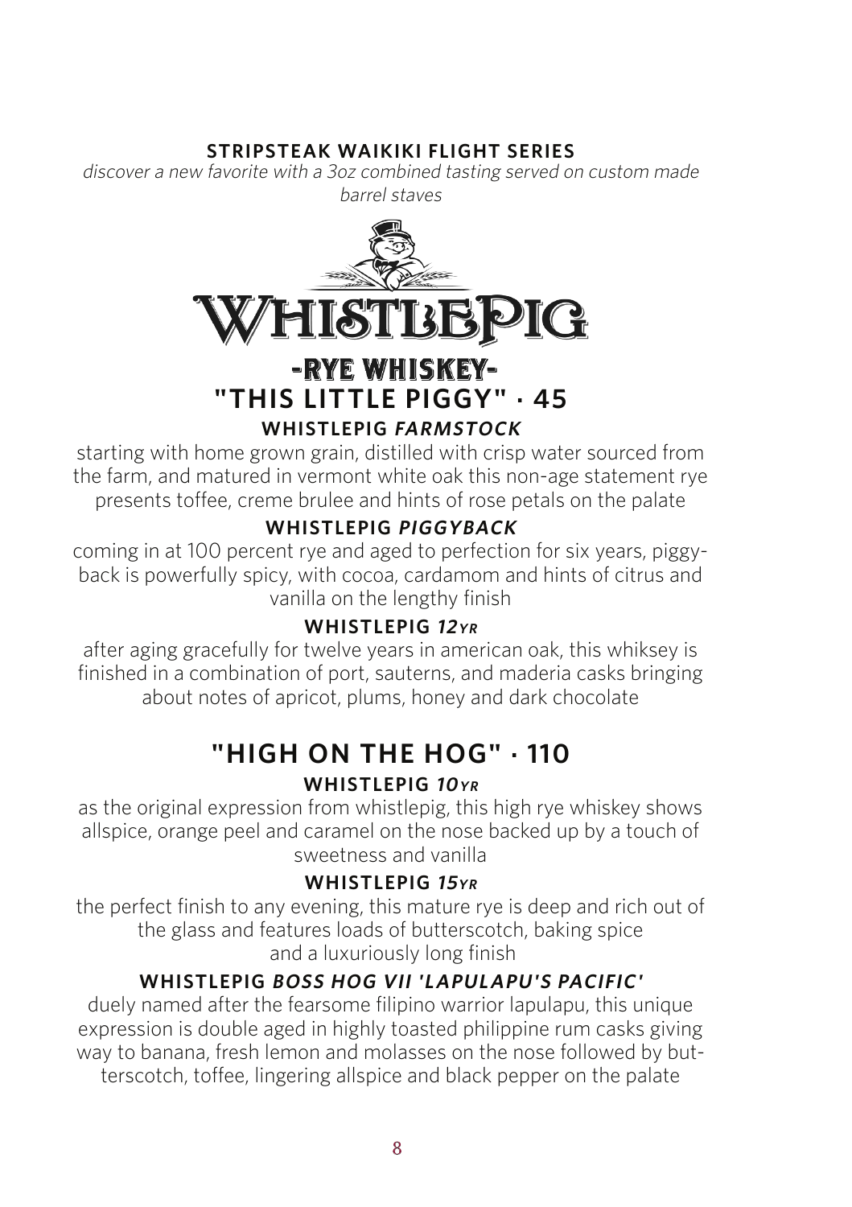## STRIPSTEAK WAIKIKI FLIGHT SERIES

*discover a new favorite with a 3oz combined tasting served on custom made barrel staves*

# WHISTLEPIG

## -RYE WHISKEY-

## "THIS LITTLE PIGGY" · 45

### WHISTLEPIG *FARMSTOCK*

starting with home grown grain, distilled with crisp water sourced from the farm, and matured in vermont white oak this non-age statement rye presents toffee, creme brulee and hints of rose petals on the palate

### WHISTLEPIG *PIGGYBACK*

coming in at 100 percent rye and aged to perfection for six years, piggy-back is powerfully spicy, with cocoa, cardamom and hints of citrus and vanilla on the lengthy finish

### WHISTLEPIG *12YR*

after aging gracefully for twelve years in american oak, this whiksey is finished in a combination of port, sauterns, and maderia casks bringing about notes of apricot, plums, honey and dark chocolate

## "HIGH ON THE HOG" · 110

### WHISTLEPIG *10YR*

as the original expression from whistlepig, this high rye whiskey shows allspice, orange peel and caramel on the nose backed up by a touch of sweetness and vanilla

### WHISTLEPIG *15YR*

the perfect finish to any evening, this mature rye is deep and rich out of the glass and features loads of butterscotch, baking spice and a luxuriously long finish

### WHISTLEPIG *BOSS HOG VII 'LAPULAPU'S PACIFIC'*

duely named after the fearsome filipino warrior lapulapu, this unique expression is double aged in highly toasted philippine rum casks giving way to banana, fresh lemon and molasses on the nose followed by butterscotch, toffee, lingering allspice and black pepper on the palate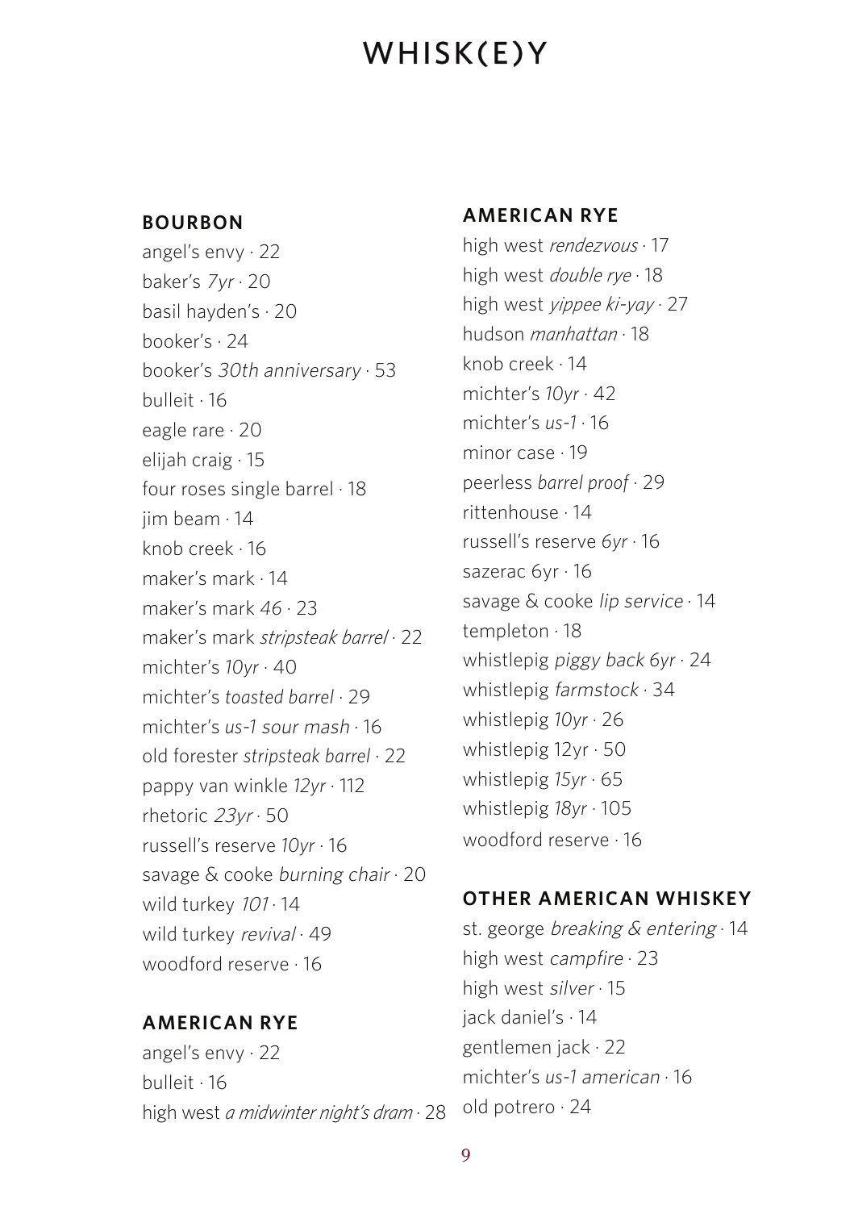# WHISK(E)Y

## BOURBON

angel's envy · 22
baker's *7yr* · 20
basil hayden's · 20
booker's · 24
booker's *30th anniversary* · 53
bulleit · 16
eagle rare · 20
elijah craig · 15
four roses single barrel · 18
jim beam · 14
knob creek · 16
maker's mark · 14
maker's mark *46* · 23
maker's mark *stripsteak barrel* · 22
michter's *10yr* · 40
michter's *toasted barrel* · 29
michter's *us-1 sour mash* · 16
old forester *stripsteak barrel* · 22
pappy van winkle *12yr* · 112
rhetoric *23yr* · 50
russell's reserve *10yr* · 16
savage & cooke *burning chair* · 20
wild turkey *101* · 14
wild turkey *revival* · 49
woodford reserve · 16

## AMERICAN RYE

angel's envy · 22
bulleit · 16
high west *a midwinter night's dram* · 28
high west *rendezvous* · 17
high west *double rye* · 18
high west *yippee ki-yay* · 27
hudson *manhattan* · 18
knob creek · 14
michter's *10yr* · 42
michter's *us-1* · 16
minor case · 19
peerless *barrel proof* · 29
rittenhouse · 14
russell's reserve *6yr* · 16
sazerac 6yr · 16
savage & cooke *lip service* · 14
templeton · 18
whistlepig *piggy back 6yr* · 24
whistlepig *farmstock* · 34
whistlepig *10yr* · 26
whistlepig 12yr · 50
whistlepig *15yr* · 65
whistlepig *18yr* · 105
woodford reserve · 16

## OTHER AMERICAN WHISKEY

st. george *breaking & entering* · 14
high west *campfire* · 23
high west *silver* · 15
jack daniel's · 14
gentlemen jack · 22
michter's *us-1 american* · 16
old potrero · 24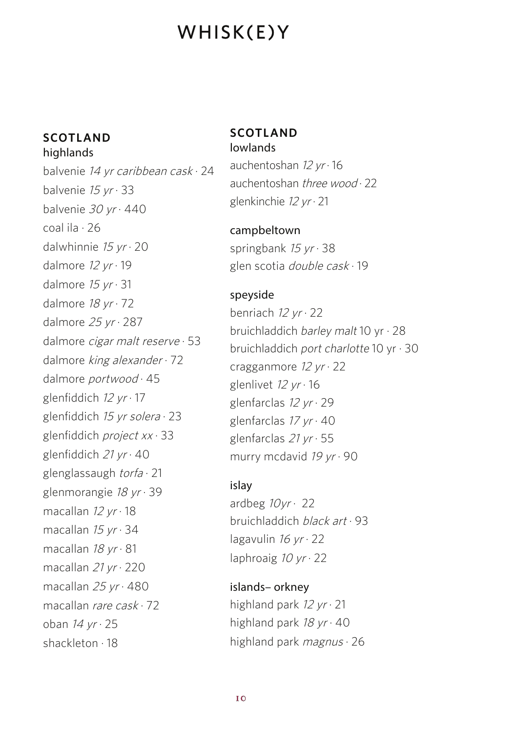# WHISK(E)Y

## SCOTLAND

### highlands

balvenie *14 yr caribbean cask* · 24
balvenie *15 yr* · 33
balvenie *30 yr* · 440
coal ila · 26
dalwhinnie *15 yr* · 20
dalmore *12 yr* · 19
dalmore *15 yr* · 31
dalmore *18 yr* · 72
dalmore *25 yr* · 287
dalmore *cigar malt reserve* · 53
dalmore *king alexander* · 72
dalmore *portwood* · 45
glenfiddich *12 yr* · 17
glenfiddich *15 yr solera* · 23
glenfiddich *project xx* · 33
glenfiddich *21 yr* · 40
glenglassaugh *torfa* · 21
glenmorangie *18 yr* · 39
macallan *12 yr* · 18
macallan *15 yr* · 34
macallan *18 yr* · 81
macallan *21 yr* · 220
macallan *25 yr* · 480
macallan *rare cask* · 72
oban *14 yr* · 25
shackleton · 18

## SCOTLAND

### lowlands

auchentoshan *12 yr* · 16
auchentoshan *three wood* · 22
glenkinchie *12 yr* · 21

### campbeltown

springbank *15 yr* · 38
glen scotia *double cask* · 19

### speyside

benriach *12 yr* · 22
bruichladdich *barley malt* 10 yr · 28
bruichladdich *port charlotte* 10 yr · 30
cragganmore *12 yr* · 22
glenlivet *12 yr* · 16
glenfarclas *12 yr* · 29
glenfarclas *17 yr* · 40
glenfarclas *21 yr* · 55
murry mcdavid *19 yr* · 90

### islay

ardbeg *10yr* · 22
bruichladdich *black art* · 93
lagavulin *16 yr* · 22
laphroaig *10 yr* · 22

### islands– orkney

highland park *12 yr* · 21
highland park *18 yr* · 40
highland park *magnus* · 26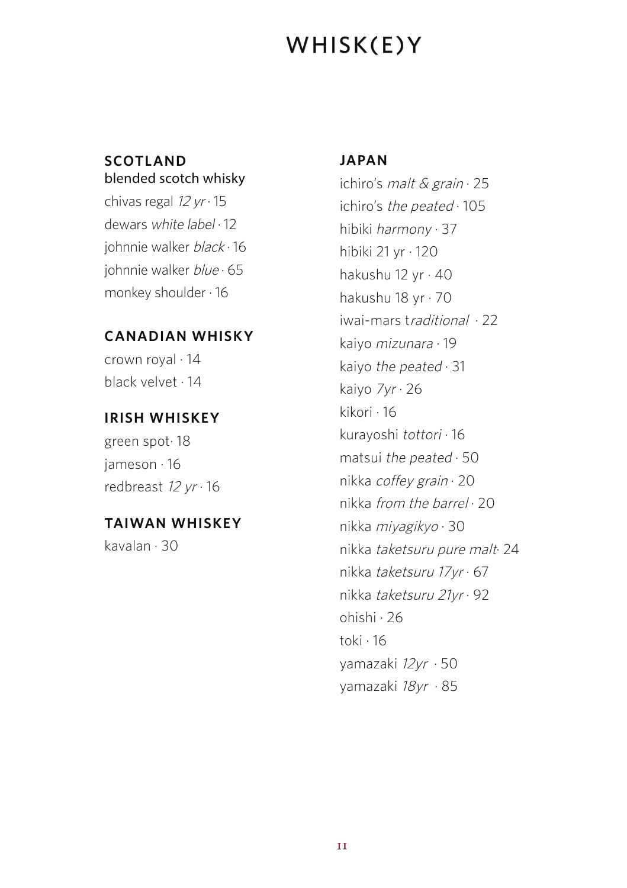# WHISK(E)Y

## SCOTLAND

blended scotch whisky

chivas regal *12 yr* · 15
dewars *white label* · 12
johnnie walker *black* · 16
johnnie walker *blue* · 65
monkey shoulder · 16

## CANADIAN WHISKY

crown royal · 14
black velvet · 14

## IRISH WHISKEY

green spot· 18
jameson · 16
redbreast *12 yr* · 16

## TAIWAN WHISKEY

kavalan · 30

## JAPAN

ichiro's *malt & grain* · 25
ichiro's *the peated* · 105
hibiki *harmony* · 37
hibiki 21 yr · 120
hakushu 12 yr · 40
hakushu 18 yr · 70
iwai-mars t*raditional* · 22
kaiyo *mizunara* · 19
kaiyo *the peated* · 31
kaiyo *7yr* · 26
kikori · 16
kurayoshi *tottori* · 16
matsui *the peated* · 50
nikka *coffey grain* · 20
nikka *from the barrel* · 20
nikka *miyagikyo* · 30
nikka *taketsuru pure malt*· 24
nikka *taketsuru 17yr* · 67
nikka *taketsuru 21yr* · 92
ohishi · 26
toki · 16
yamazaki *12yr* · 50
yamazaki *18yr* · 85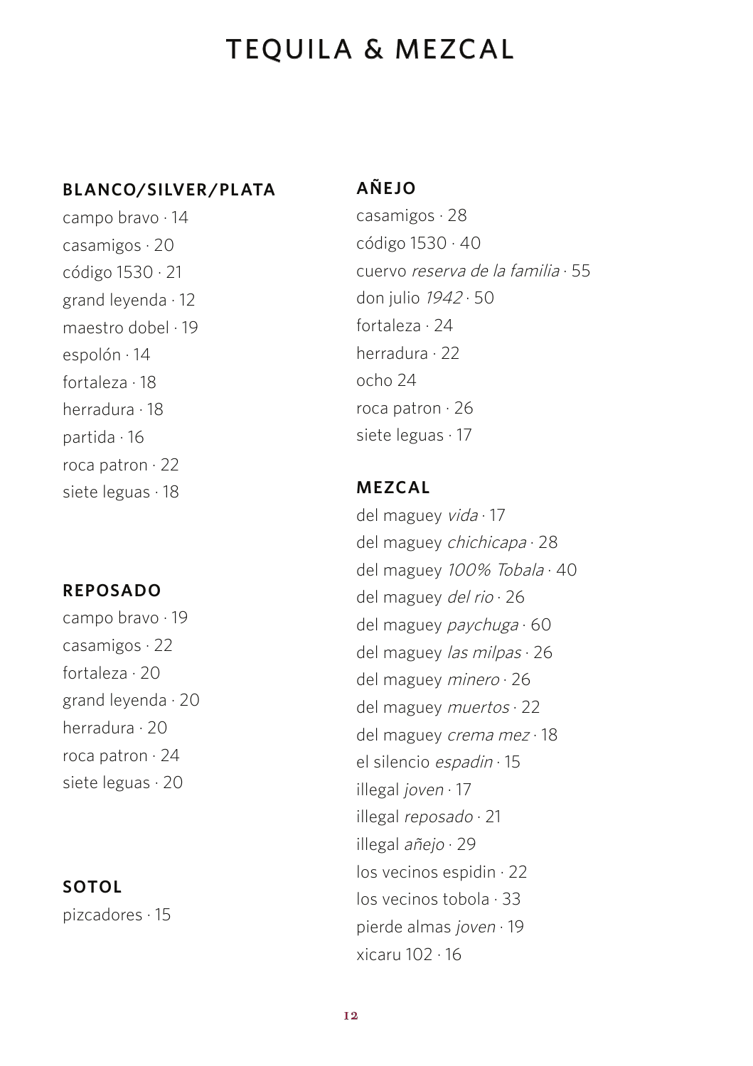# TEQUILA & MEZCAL

## BLANCO/SILVER/PLATA

campo bravo · 14
casamigos · 20
código 1530 · 21
grand leyenda · 12
maestro dobel · 19
espolón · 14
fortaleza · 18
herradura · 18
partida · 16
roca patron · 22
siete leguas · 18

## REPOSADO

campo bravo · 19
casamigos · 22
fortaleza · 20
grand leyenda · 20
herradura · 20
roca patron · 24
siete leguas · 20

## SOTOL

pizcadores · 15

## AÑEJO

casamigos · 28
código 1530 · 40
cuervo *reserva de la familia* · 55
don julio *1942* · 50
fortaleza · 24
herradura · 22
ocho 24
roca patron · 26
siete leguas · 17

## MEZCAL

del maguey *vida* · 17
del maguey *chichicapa* · 28
del maguey *100% Tobala* · 40
del maguey *del rio* · 26
del maguey *paychuga* · 60
del maguey *las milpas* · 26
del maguey *minero* · 26
del maguey *muertos* · 22
del maguey *crema mez* · 18
el silencio *espadin* · 15
illegal *joven* · 17
illegal *reposado* · 21
illegal *añejo* · 29
los vecinos espidin · 22
los vecinos tobola · 33
pierde almas *joven* · 19
xicaru 102 · 16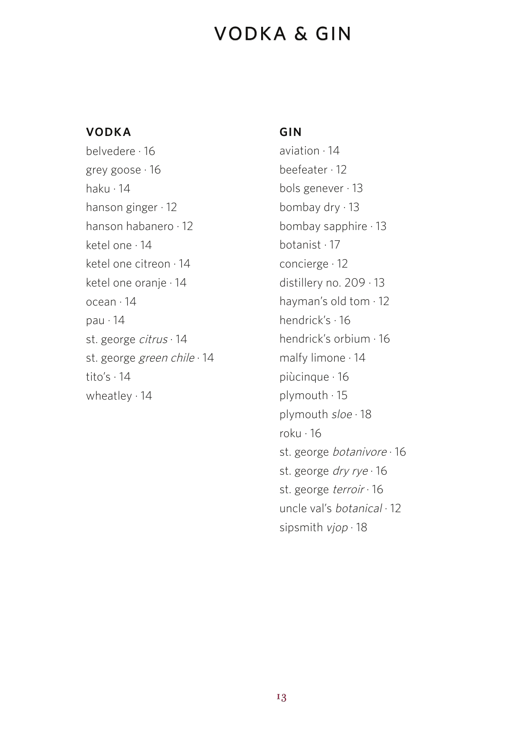# VODKA & GIN

## VODKA

belvedere · 16
grey goose · 16
haku · 14
hanson ginger · 12
hanson habanero · 12
ketel one · 14
ketel one citreon · 14
ketel one oranje · 14
ocean · 14
pau · 14
st. george *citrus* · 14
st. george *green chile* · 14
tito's · 14
wheatley · 14

## GIN

aviation · 14
beefeater · 12
bols genever · 13
bombay dry · 13
bombay sapphire · 13
botanist · 17
concierge · 12
distillery no. 209 · 13
hayman's old tom · 12
hendrick's · 16
hendrick's orbium · 16
malfy limone · 14
piùcinque · 16
plymouth · 15
plymouth *sloe* · 18
roku · 16
st. george *botanivore* · 16
st. george *dry rye* · 16
st. george *terroir* · 16
uncle val's *botanical* · 12
sipsmith *vjop* · 18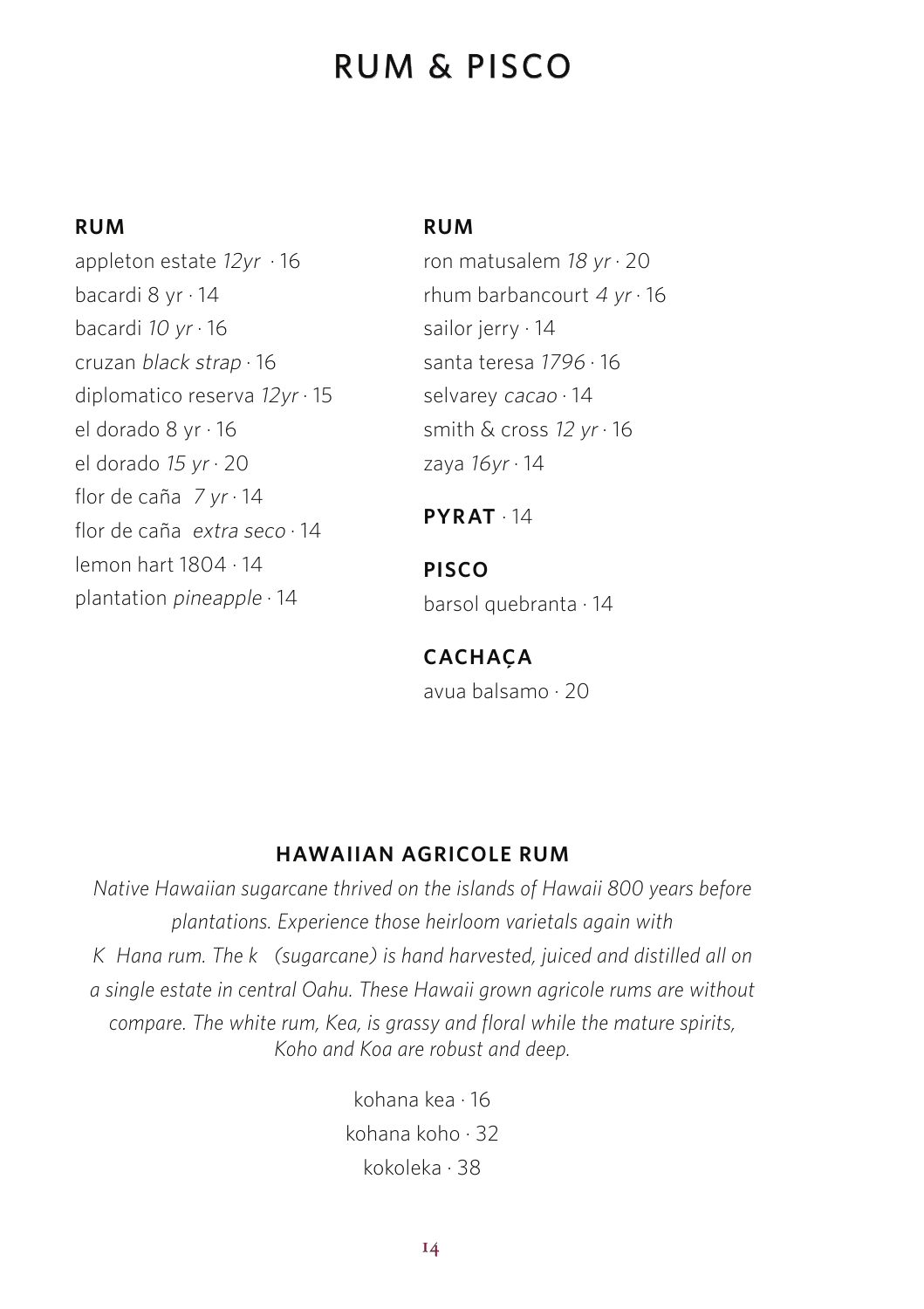# RUM & PISCO

### RUM

appleton estate *12yr* · 16
bacardi 8 yr · 14
bacardi *10 yr* · 16
cruzan *black strap* · 16
diplomatico reserva *12yr* · 15
el dorado 8 yr · 16
el dorado *15 yr* · 20
flor de caña *7 yr* · 14
flor de caña *extra seco* · 14
lemon hart 1804 · 14
plantation *pineapple* · 14

### RUM

ron matusalem *18 yr* · 20
rhum barbancourt *4 yr* · 16
sailor jerry · 14
santa teresa *1796* · 16
selvarey *cacao* · 14
smith & cross *12 yr* · 16
zaya *16yr* · 14

### PYRAT · 14

### PISCO

barsol quebranta · 14

### CACHAÇA

avua balsamo · 20

### HAWAIIAN AGRICOLE RUM

*Native Hawaiian sugarcane thrived on the islands of Hawaii 800 years before plantations. Experience those heirloom varietals again with K Hana rum. The k (sugarcane) is hand harvested, juiced and distilled all on a single estate in central Oahu. These Hawaii grown agricole rums are without compare. The white rum, Kea, is grassy and floral while the mature spirits, Koho and Koa are robust and deep.*

kohana kea · 16
kohana koho · 32
kokoleka · 38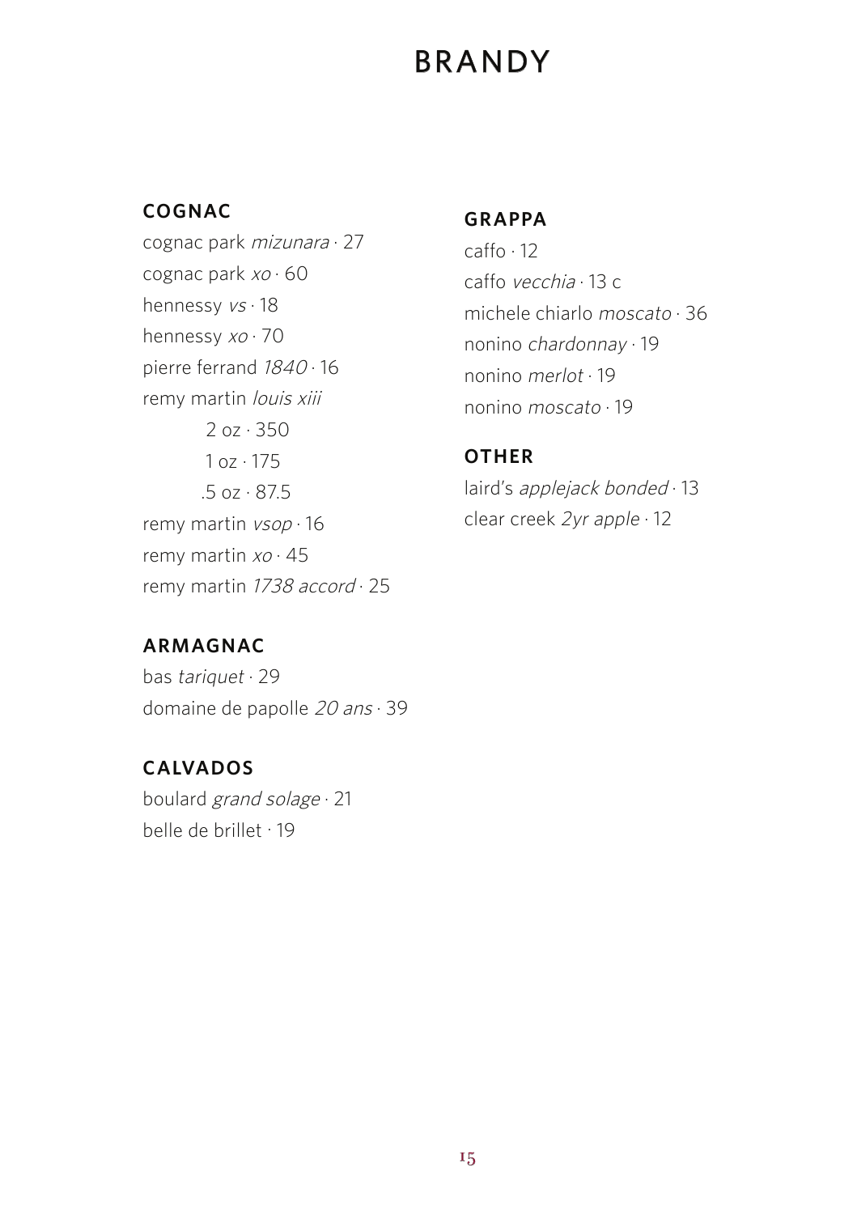# BRANDY

## COGNAC

cognac park *mizunara* · 27
cognac park *xo* · 60
hennessy *vs* · 18
hennessy *xo* · 70
pierre ferrand *1840* · 16
remy martin *louis xiii*
  2 oz · 350
  1 oz · 175
  .5 oz · 87.5
remy martin *vsop* · 16
remy martin *xo* · 45
remy martin *1738 accord* · 25

## ARMAGNAC

bas *tariquet* · 29
domaine de papolle *20 ans* · 39

## CALVADOS

boulard *grand solage* · 21
belle de brillet · 19

## GRAPPA

caffo · 12
caffo *vecchia* · 13 c
michele chiarlo *moscato* · 36
nonino *chardonnay* · 19
nonino *merlot* · 19
nonino *moscato* · 19

## OTHER

laird's *applejack bonded* · 13
clear creek *2yr apple* · 12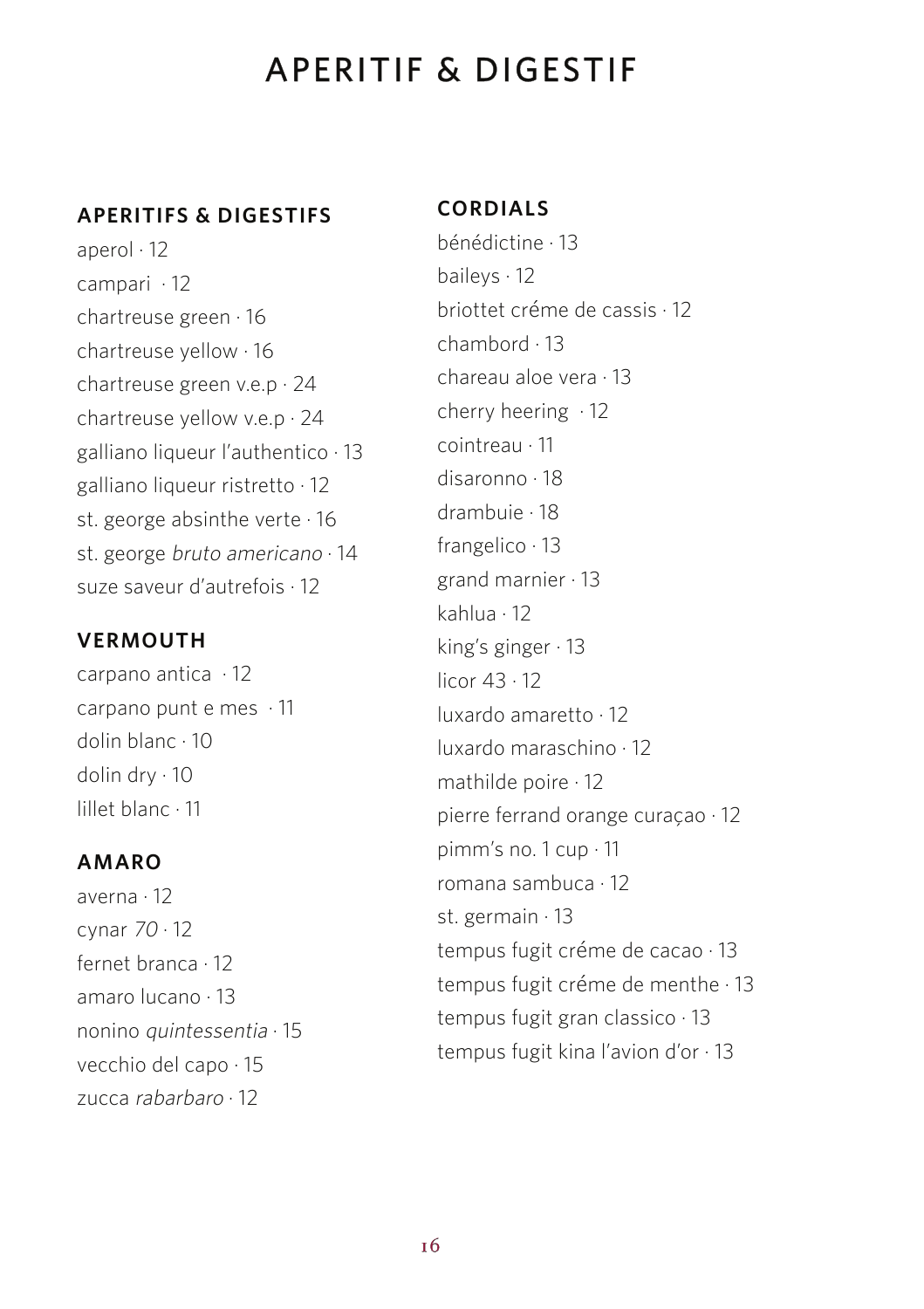# APERITIF & DIGESTIF

## APERITIFS & DIGESTIFS

aperol · 12
campari · 12
chartreuse green · 16
chartreuse yellow · 16
chartreuse green v.e.p · 24
chartreuse yellow v.e.p · 24
galliano liqueur l'authentico · 13
galliano liqueur ristretto · 12
st. george absinthe verte · 16
st. george *bruto americano* · 14
suze saveur d'autrefois · 12

## VERMOUTH

carpano antica · 12
carpano punt e mes · 11
dolin blanc · 10
dolin dry · 10
lillet blanc · 11

## AMARO

averna · 12
cynar *70* · 12
fernet branca · 12
amaro lucano · 13
nonino *quintessentia* · 15
vecchio del capo · 15
zucca *rabarbaro* · 12

## CORDIALS

bénédictine · 13
baileys · 12
briottet créme de cassis · 12
chambord · 13
chareau aloe vera · 13
cherry heering · 12
cointreau · 11
disaronno · 18
drambuie · 18
frangelico · 13
grand marnier · 13
kahlua · 12
king's ginger · 13
licor 43 · 12
luxardo amaretto · 12
luxardo maraschino · 12
mathilde poire · 12
pierre ferrand orange curaçao · 12
pimm's no. 1 cup · 11
romana sambuca · 12
st. germain · 13
tempus fugit créme de cacao · 13
tempus fugit créme de menthe · 13
tempus fugit gran classico · 13
tempus fugit kina l'avion d'or · 13